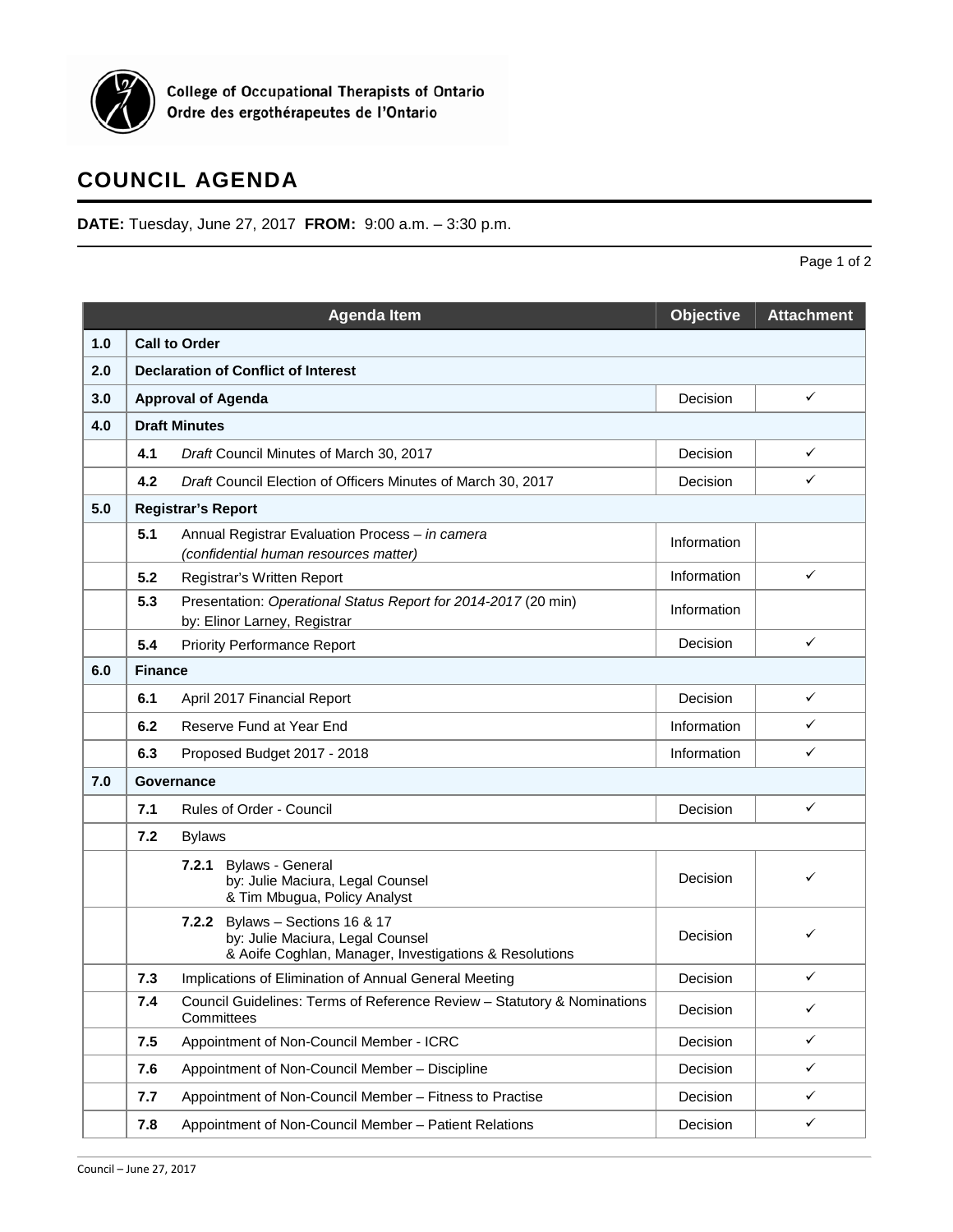College of Occupational Therapists of Ontario
Ordre des ergothérapeutes de l'Ontario

# COUNCIL AGENDA

**DATE:** Tuesday, June 27, 2017 **FROM:** 9:00 a.m. – 3:30 p.m.

| | Agenda Item | Objective | Attachment |
|---|---|---|---|
| **1.0** | **Call to Order** | | |
| **2.0** | **Declaration of Conflict of Interest** | | |
| **3.0** | **Approval of Agenda** | Decision | ✓ |
| **4.0** | **Draft Minutes** | | |
| | **4.1** *Draft* Council Minutes of March 30, 2017 | Decision | ✓ |
| | **4.2** *Draft* Council Election of Officers Minutes of March 30, 2017 | Decision | ✓ |
| **5.0** | **Registrar's Report** | | |
| | **5.1** Annual Registrar Evaluation Process – *in camera (confidential human resources matter)* | Information | |
| | **5.2** Registrar's Written Report | Information | ✓ |
| | **5.3** Presentation: *Operational Status Report for 2014-2017* (20 min) by: Elinor Larney, Registrar | Information | |
| | **5.4** Priority Performance Report | Decision | ✓ |
| **6.0** | **Finance** | | |
| | **6.1** April 2017 Financial Report | Decision | ✓ |
| | **6.2** Reserve Fund at Year End | Information | ✓ |
| | **6.3** Proposed Budget 2017 - 2018 | Information | ✓ |
| **7.0** | **Governance** | | |
| | **7.1** Rules of Order - Council | Decision | ✓ |
| | **7.2** Bylaws | | |
| | **7.2.1** Bylaws - General by: Julie Maciura, Legal Counsel & Tim Mbugua, Policy Analyst | Decision | ✓ |
| | **7.2.2** Bylaws – Sections 16 & 17 by: Julie Maciura, Legal Counsel & Aoife Coghlan, Manager, Investigations & Resolutions | Decision | ✓ |
| | **7.3** Implications of Elimination of Annual General Meeting | Decision | ✓ |
| | **7.4** Council Guidelines: Terms of Reference Review – Statutory & Nominations Committees | Decision | ✓ |
| | **7.5** Appointment of Non-Council Member - ICRC | Decision | ✓ |
| | **7.6** Appointment of Non-Council Member – Discipline | Decision | ✓ |
| | **7.7** Appointment of Non-Council Member – Fitness to Practise | Decision | ✓ |
| | **7.8** Appointment of Non-Council Member – Patient Relations | Decision | ✓ |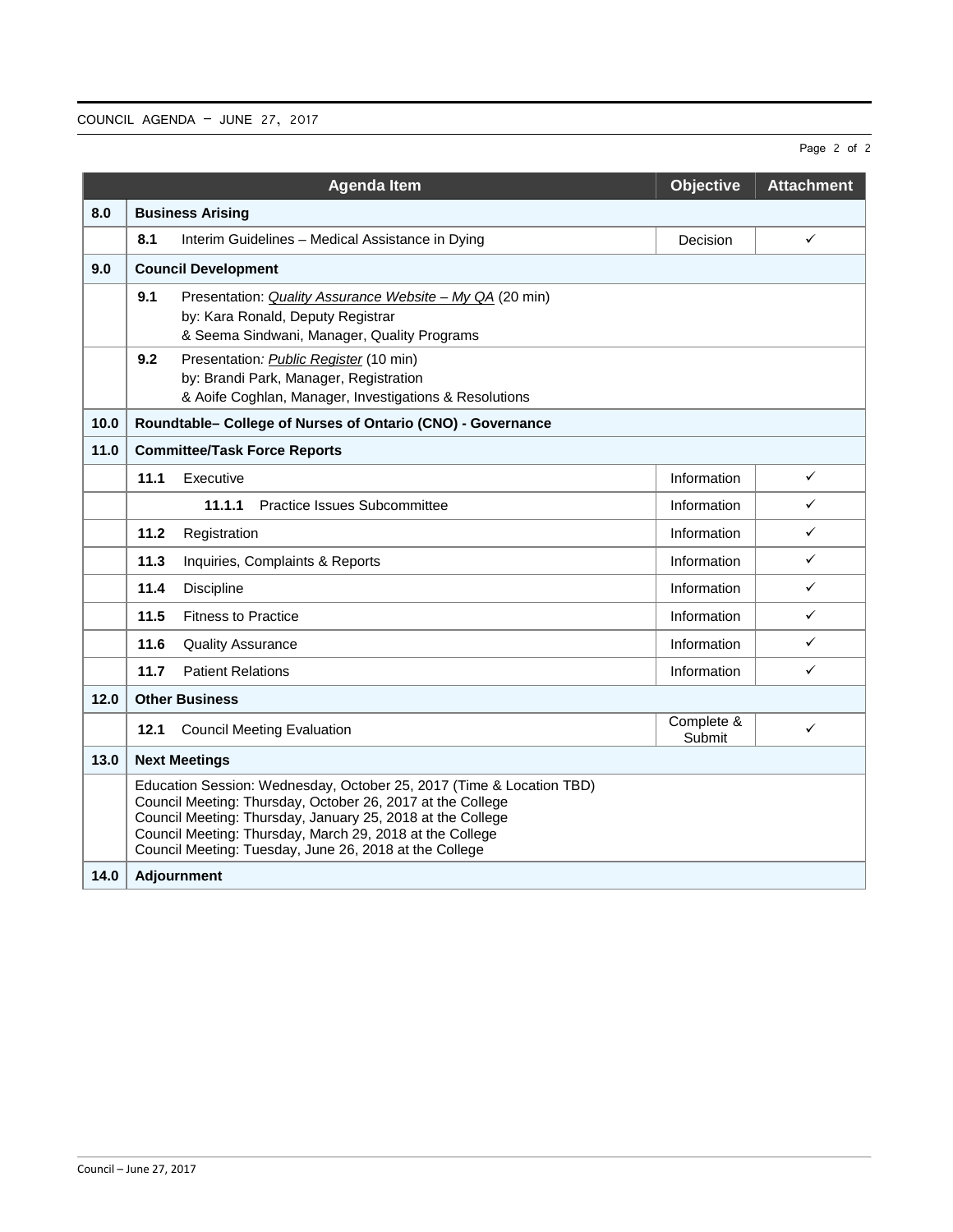| # | Agenda Item | Objective | Attachment |
|---|---|---|---|
| **8.0** | **Business Arising** | | |
| | **8.1** Interim Guidelines – Medical Assistance in Dying | Decision | ✓ |
| **9.0** | **Council Development** | | |
| | **9.1** Presentation: *Quality Assurance Website – My QA* (20 min)<br>by: Kara Ronald, Deputy Registrar<br>& Seema Sindwani, Manager, Quality Programs | | |
| | **9.2** Presentation*: Public Register* (10 min)<br>by: Brandi Park, Manager, Registration<br>& Aoife Coghlan, Manager, Investigations & Resolutions | | |
| **10.0** | **Roundtable– College of Nurses of Ontario (CNO) - Governance** | | |
| **11.0** | **Committee/Task Force Reports** | | |
| | **11.1** Executive | Information | ✓ |
| | **11.1.1** Practice Issues Subcommittee | Information | ✓ |
| | **11.2** Registration | Information | ✓ |
| | **11.3** Inquiries, Complaints & Reports | Information | ✓ |
| | **11.4** Discipline | Information | ✓ |
| | **11.5** Fitness to Practice | Information | ✓ |
| | **11.6** Quality Assurance | Information | ✓ |
| | **11.7** Patient Relations | Information | ✓ |
| **12.0** | **Other Business** | | |
| | **12.1** Council Meeting Evaluation | Complete & Submit | ✓ |
| **13.0** | **Next Meetings** | | |
| | Education Session: Wednesday, October 25, 2017 (Time & Location TBD)<br>Council Meeting: Thursday, October 26, 2017 at the College<br>Council Meeting: Thursday, January 25, 2018 at the College<br>Council Meeting: Thursday, March 29, 2018 at the College<br>Council Meeting: Tuesday, June 26, 2018 at the College | | |
| **14.0** | **Adjournment** | | |